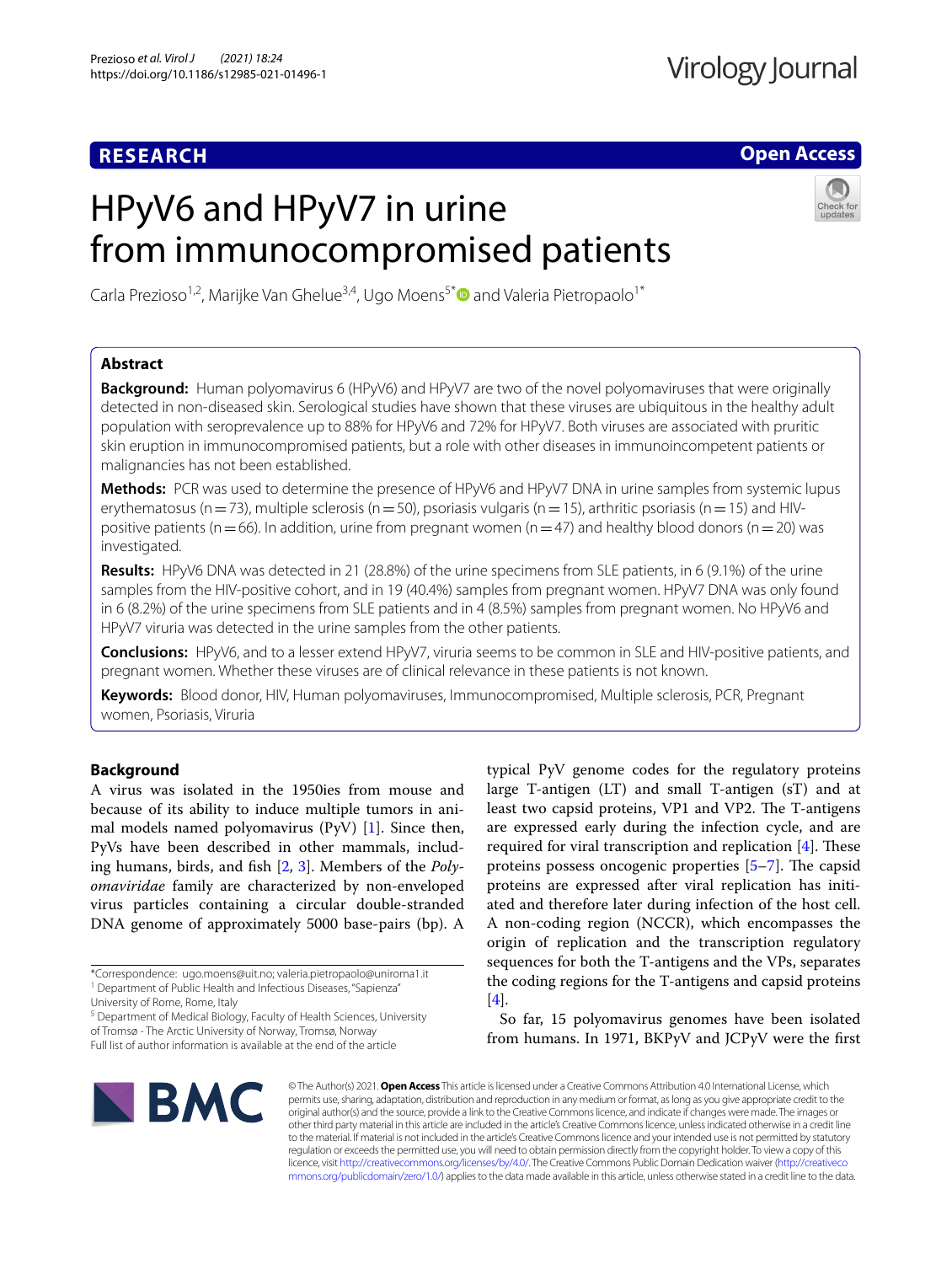RESEARCH

Open Access

# HPyV6 and HPyV7 in urine from immunocompromised patients

Carla Prezioso[1,2], Marijke Van Ghelue[3,4], Ugo Moens[5*] and Valeria Pietropaolo[1*]

## Abstract

**Background:** Human polyomavirus 6 (HPyV6) and HPyV7 are two of the novel polyomaviruses that were originally detected in non-diseased skin. Serological studies have shown that these viruses are ubiquitous in the healthy adult population with seroprevalence up to 88% for HPyV6 and 72% for HPyV7. Both viruses are associated with pruritic skin eruption in immunocompromised patients, but a role with other diseases in immunoincompetent patients or malignancies has not been established.

**Methods:** PCR was used to determine the presence of HPyV6 and HPyV7 DNA in urine samples from systemic lupus erythematosus (n = 73), multiple sclerosis (n = 50), psoriasis vulgaris (n = 15), arthritic psoriasis (n = 15) and HIV-positive patients (n = 66). In addition, urine from pregnant women (n = 47) and healthy blood donors (n = 20) was investigated.

**Results:** HPyV6 DNA was detected in 21 (28.8%) of the urine specimens from SLE patients, in 6 (9.1%) of the urine samples from the HIV-positive cohort, and in 19 (40.4%) samples from pregnant women. HPyV7 DNA was only found in 6 (8.2%) of the urine specimens from SLE patients and in 4 (8.5%) samples from pregnant women. No HPyV6 and HPyV7 viruria was detected in the urine samples from the other patients.

**Conclusions:** HPyV6, and to a lesser extend HPyV7, viruria seems to be common in SLE and HIV-positive patients, and pregnant women. Whether these viruses are of clinical relevance in these patients is not known.

**Keywords:** Blood donor, HIV, Human polyomaviruses, Immunocompromised, Multiple sclerosis, PCR, Pregnant women, Psoriasis, Viruria

## Background

A virus was isolated in the 1950ies from mouse and because of its ability to induce multiple tumors in animal models named polyomavirus (PyV) [1]. Since then, PyVs have been described in other mammals, including humans, birds, and fish [2, 3]. Members of the *Polyomaviridae* family are characterized by non-enveloped virus particles containing a circular double-stranded DNA genome of approximately 5000 base-pairs (bp). A typical PyV genome codes for the regulatory proteins large T-antigen (LT) and small T-antigen (sT) and at least two capsid proteins, VP1 and VP2. The T-antigens are expressed early during the infection cycle, and are required for viral transcription and replication [4]. These proteins possess oncogenic properties [5–7]. The capsid proteins are expressed after viral replication has initiated and therefore later during infection of the host cell. A non-coding region (NCCR), which encompasses the origin of replication and the transcription regulatory sequences for both the T-antigens and the VPs, separates the coding regions for the T-antigens and capsid proteins [4].

So far, 15 polyomavirus genomes have been isolated from humans. In 1971, BKPyV and JCPyV were the first

*Correspondence: ugo.moens@uit.no; valeria.pietropaolo@uniroma1.it
[1] Department of Public Health and Infectious Diseases, "Sapienza" University of Rome, Rome, Italy
[5] Department of Medical Biology, Faculty of Health Sciences, University of Tromsø - The Arctic University of Norway, Tromsø, Norway
Full list of author information is available at the end of the article

© The Author(s) 2021. **Open Access** This article is licensed under a Creative Commons Attribution 4.0 International License, which permits use, sharing, adaptation, distribution and reproduction in any medium or format, as long as you give appropriate credit to the original author(s) and the source, provide a link to the Creative Commons licence, and indicate if changes were made. The images or other third party material in this article are included in the article's Creative Commons licence, unless indicated otherwise in a credit line to the material. If material is not included in the article's Creative Commons licence and your intended use is not permitted by statutory regulation or exceeds the permitted use, you will need to obtain permission directly from the copyright holder. To view a copy of this licence, visit http://creativecommons.org/licenses/by/4.0/. The Creative Commons Public Domain Dedication waiver (http://creativecommons.org/publicdomain/zero/1.0/) applies to the data made available in this article, unless otherwise stated in a credit line to the data.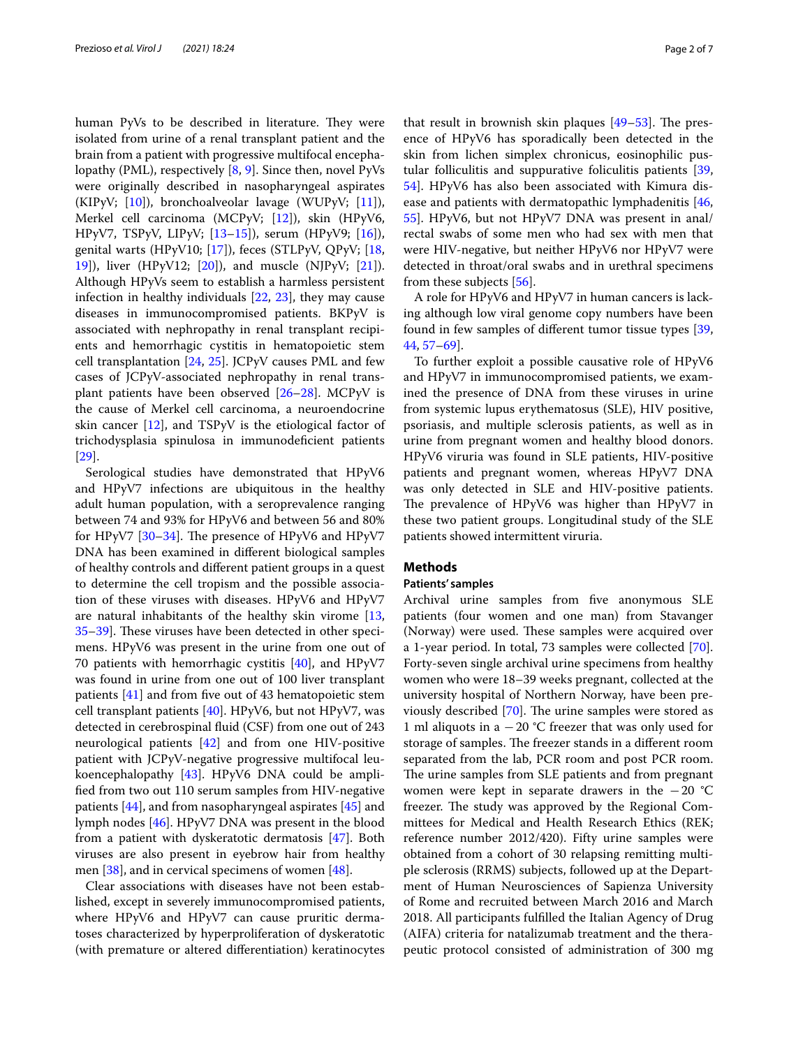human PyVs to be described in literature. They were isolated from urine of a renal transplant patient and the brain from a patient with progressive multifocal encephalopathy (PML), respectively [8, 9]. Since then, novel PyVs were originally described in nasopharyngeal aspirates (KIPyV; [10]), bronchoalveolar lavage (WUPyV; [11]), Merkel cell carcinoma (MCPyV; [12]), skin (HPyV6, HPyV7, TSPyV, LIPyV; [13–15]), serum (HPyV9; [16]), genital warts (HPyV10; [17]), feces (STLPyV, QPyV; [18, 19]), liver (HPyV12; [20]), and muscle (NJPyV; [21]). Although HPyVs seem to establish a harmless persistent infection in healthy individuals [22, 23], they may cause diseases in immunocompromised patients. BKPyV is associated with nephropathy in renal transplant recipients and hemorrhagic cystitis in hematopoietic stem cell transplantation [24, 25]. JCPyV causes PML and few cases of JCPyV-associated nephropathy in renal transplant patients have been observed [26–28]. MCPyV is the cause of Merkel cell carcinoma, a neuroendocrine skin cancer [12], and TSPyV is the etiological factor of trichodysplasia spinulosa in immunodeficient patients [29].

Serological studies have demonstrated that HPyV6 and HPyV7 infections are ubiquitous in the healthy adult human population, with a seroprevalence ranging between 74 and 93% for HPyV6 and between 56 and 80% for HPyV7 [30–34]. The presence of HPyV6 and HPyV7 DNA has been examined in different biological samples of healthy controls and different patient groups in a quest to determine the cell tropism and the possible association of these viruses with diseases. HPyV6 and HPyV7 are natural inhabitants of the healthy skin virome [13, 35–39]. These viruses have been detected in other specimens. HPyV6 was present in the urine from one out of 70 patients with hemorrhagic cystitis [40], and HPyV7 was found in urine from one out of 100 liver transplant patients [41] and from five out of 43 hematopoietic stem cell transplant patients [40]. HPyV6, but not HPyV7, was detected in cerebrospinal fluid (CSF) from one out of 243 neurological patients [42] and from one HIV-positive patient with JCPyV-negative progressive multifocal leukoencephalopathy [43]. HPyV6 DNA could be amplified from two out 110 serum samples from HIV-negative patients [44], and from nasopharyngeal aspirates [45] and lymph nodes [46]. HPyV7 DNA was present in the blood from a patient with dyskeratotic dermatosis [47]. Both viruses are also present in eyebrow hair from healthy men [38], and in cervical specimens of women [48].

Clear associations with diseases have not been established, except in severely immunocompromised patients, where HPyV6 and HPyV7 can cause pruritic dermatoses characterized by hyperproliferation of dyskeratotic (with premature or altered differentiation) keratinocytes that result in brownish skin plaques [49–53]. The presence of HPyV6 has sporadically been detected in the skin from lichen simplex chronicus, eosinophilic pustular folliculitis and suppurative foliculitis patients [39, 54]. HPyV6 has also been associated with Kimura disease and patients with dermatopathic lymphadenitis [46, 55]. HPyV6, but not HPyV7 DNA was present in anal/rectal swabs of some men who had sex with men that were HIV-negative, but neither HPyV6 nor HPyV7 were detected in throat/oral swabs and in urethral specimens from these subjects [56].

A role for HPyV6 and HPyV7 in human cancers is lacking although low viral genome copy numbers have been found in few samples of different tumor tissue types [39, 44, 57–69].

To further exploit a possible causative role of HPyV6 and HPyV7 in immunocompromised patients, we examined the presence of DNA from these viruses in urine from systemic lupus erythematosus (SLE), HIV positive, psoriasis, and multiple sclerosis patients, as well as in urine from pregnant women and healthy blood donors. HPyV6 viruria was found in SLE patients, HIV-positive patients and pregnant women, whereas HPyV7 DNA was only detected in SLE and HIV-positive patients. The prevalence of HPyV6 was higher than HPyV7 in these two patient groups. Longitudinal study of the SLE patients showed intermittent viruria.

## Methods

### Patients' samples

Archival urine samples from five anonymous SLE patients (four women and one man) from Stavanger (Norway) were used. These samples were acquired over a 1-year period. In total, 73 samples were collected [70]. Forty-seven single archival urine specimens from healthy women who were 18–39 weeks pregnant, collected at the university hospital of Northern Norway, have been previously described [70]. The urine samples were stored as 1 ml aliquots in a −20 °C freezer that was only used for storage of samples. The freezer stands in a different room separated from the lab, PCR room and post PCR room. The urine samples from SLE patients and from pregnant women were kept in separate drawers in the −20 °C freezer. The study was approved by the Regional Committees for Medical and Health Research Ethics (REK; reference number 2012/420). Fifty urine samples were obtained from a cohort of 30 relapsing remitting multiple sclerosis (RRMS) subjects, followed up at the Department of Human Neurosciences of Sapienza University of Rome and recruited between March 2016 and March 2018. All participants fulfilled the Italian Agency of Drug (AIFA) criteria for natalizumab treatment and the therapeutic protocol consisted of administration of 300 mg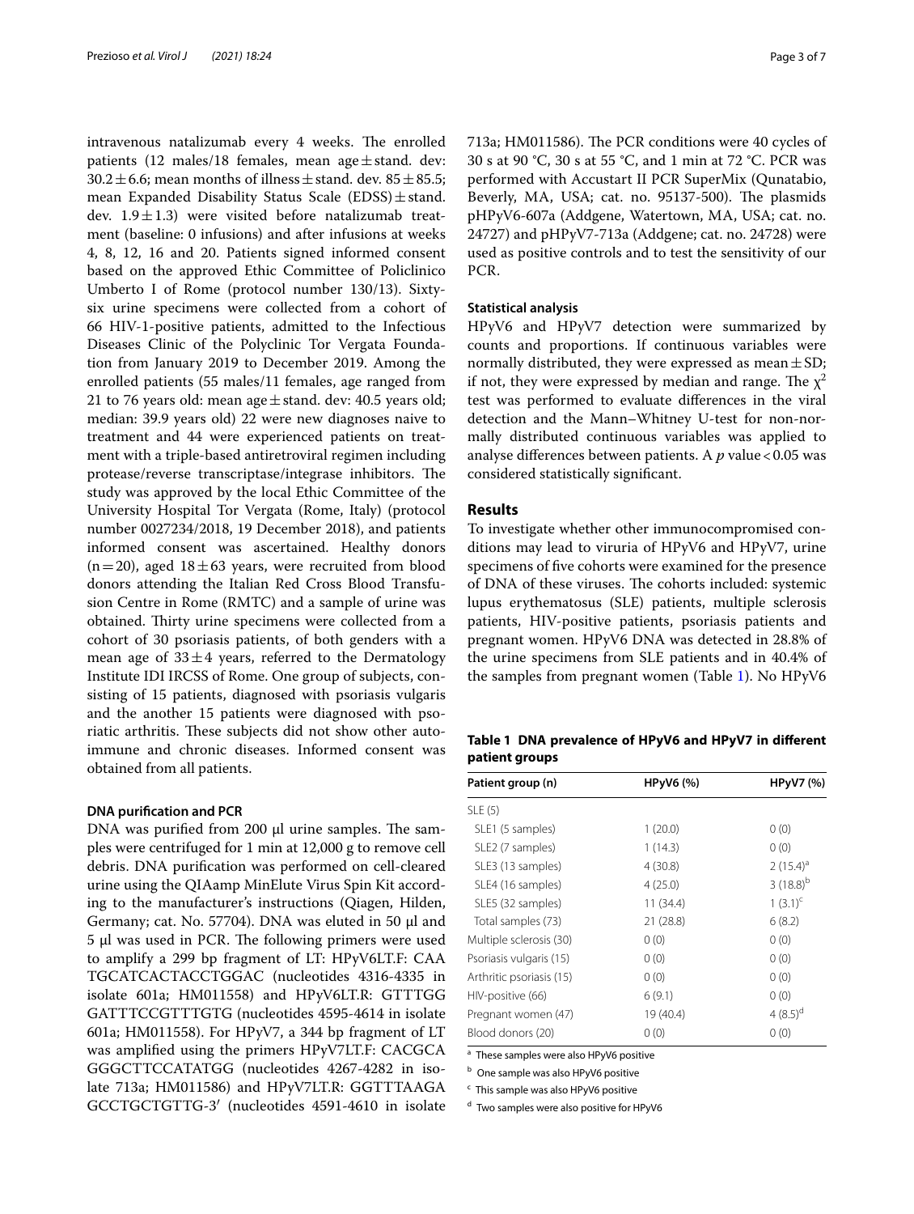intravenous natalizumab every 4 weeks. The enrolled patients (12 males/18 females, mean age ± stand. dev: 30.2 ± 6.6; mean months of illness ± stand. dev. 85 ± 85.5; mean Expanded Disability Status Scale (EDSS) ± stand. dev. 1.9 ± 1.3) were visited before natalizumab treatment (baseline: 0 infusions) and after infusions at weeks 4, 8, 12, 16 and 20. Patients signed informed consent based on the approved Ethic Committee of Policlinico Umberto I of Rome (protocol number 130/13). Sixty-six urine specimens were collected from a cohort of 66 HIV-1-positive patients, admitted to the Infectious Diseases Clinic of the Polyclinic Tor Vergata Foundation from January 2019 to December 2019. Among the enrolled patients (55 males/11 females, age ranged from 21 to 76 years old: mean age ± stand. dev: 40.5 years old; median: 39.9 years old) 22 were new diagnoses naive to treatment and 44 were experienced patients on treatment with a triple-based antiretroviral regimen including protease/reverse transcriptase/integrase inhibitors. The study was approved by the local Ethic Committee of the University Hospital Tor Vergata (Rome, Italy) (protocol number 0027234/2018, 19 December 2018), and patients informed consent was ascertained. Healthy donors (n = 20), aged 18 ± 63 years, were recruited from blood donors attending the Italian Red Cross Blood Transfusion Centre in Rome (RMTC) and a sample of urine was obtained. Thirty urine specimens were collected from a cohort of 30 psoriasis patients, of both genders with a mean age of 33 ± 4 years, referred to the Dermatology Institute IDI IRCCS of Rome. One group of subjects, consisting of 15 patients, diagnosed with psoriasis vulgaris and the another 15 patients were diagnosed with psoriatic arthritis. These subjects did not show other autoimmune and chronic diseases. Informed consent was obtained from all patients.

### DNA purification and PCR

DNA was purified from 200 µl urine samples. The samples were centrifuged for 1 min at 12,000 g to remove cell debris. DNA purification was performed on cell-cleared urine using the QIAamp MinElute Virus Spin Kit according to the manufacturer's instructions (Qiagen, Hilden, Germany; cat. No. 57704). DNA was eluted in 50 µl and 5 µl was used in PCR. The following primers were used to amplify a 299 bp fragment of LT: HPyV6LT.F: CAA TGCATCACTACCTGGAC (nucleotides 4316-4335 in isolate 601a; HM011558) and HPyV6LT.R: GTTTGG GATTTCCGTTTGTG (nucleotides 4595-4614 in isolate 601a; HM011558). For HPyV7, a 344 bp fragment of LT was amplified using the primers HPyV7LT.F: CACGCA GGGCTTCCATATGG (nucleotides 4267-4282 in isolate 713a; HM011586) and HPyV7LT.R: GGTTTAAGA GCCTGCTGTTG-3′ (nucleotides 4591-4610 in isolate 713a; HM011586). The PCR conditions were 40 cycles of 30 s at 90 °C, 30 s at 55 °C, and 1 min at 72 °C. PCR was performed with Accustart II PCR SuperMix (Qunatabio, Beverly, MA, USA; cat. no. 95137-500). The plasmids pHPyV6-607a (Addgene, Watertown, MA, USA; cat. no. 24727) and pHPyV7-713a (Addgene; cat. no. 24728) were used as positive controls and to test the sensitivity of our PCR.

### Statistical analysis

HPyV6 and HPyV7 detection were summarized by counts and proportions. If continuous variables were normally distributed, they were expressed as mean ± SD; if not, they were expressed by median and range. The $\chi^2$ test was performed to evaluate differences in the viral detection and the Mann–Whitney U-test for non-normally distributed continuous variables was applied to analyse differences between patients. A $p$ value < 0.05 was considered statistically significant.

## Results

To investigate whether other immunocompromised conditions may lead to viruria of HPyV6 and HPyV7, urine specimens of five cohorts were examined for the presence of DNA of these viruses. The cohorts included: systemic lupus erythematosus (SLE) patients, multiple sclerosis patients, HIV-positive patients, psoriasis patients and pregnant women. HPyV6 DNA was detected in 28.8% of the urine specimens from SLE patients and in 40.4% of the samples from pregnant women (Table 1). No HPyV6

**Table 1 DNA prevalence of HPyV6 and HPyV7 in different patient groups**

| Patient group (n) | HPyV6 (%) | HPyV7 (%) |
|---|---|---|
| SLE (5) | | |
| SLE1 (5 samples) | 1 (20.0) | 0 (0) |
| SLE2 (7 samples) | 1 (14.3) | 0 (0) |
| SLE3 (13 samples) | 4 (30.8) | 2 (15.4)[a] |
| SLE4 (16 samples) | 4 (25.0) | 3 (18.8)[b] |
| SLE5 (32 samples) | 11 (34.4) | 1 (3.1)[c] |
| Total samples (73) | 21 (28.8) | 6 (8.2) |
| Multiple sclerosis (30) | 0 (0) | 0 (0) |
| Psoriasis vulgaris (15) | 0 (0) | 0 (0) |
| Arthritic psoriasis (15) | 0 (0) | 0 (0) |
| HIV-positive (66) | 6 (9.1) | 0 (0) |
| Pregnant women (47) | 19 (40.4) | 4 (8.5)[d] |
| Blood donors (20) | 0 (0) | 0 (0) |

[a] These samples were also HPyV6 positive

[b] One sample was also HPyV6 positive

[c] This sample was also HPyV6 positive

[d] Two samples were also positive for HPyV6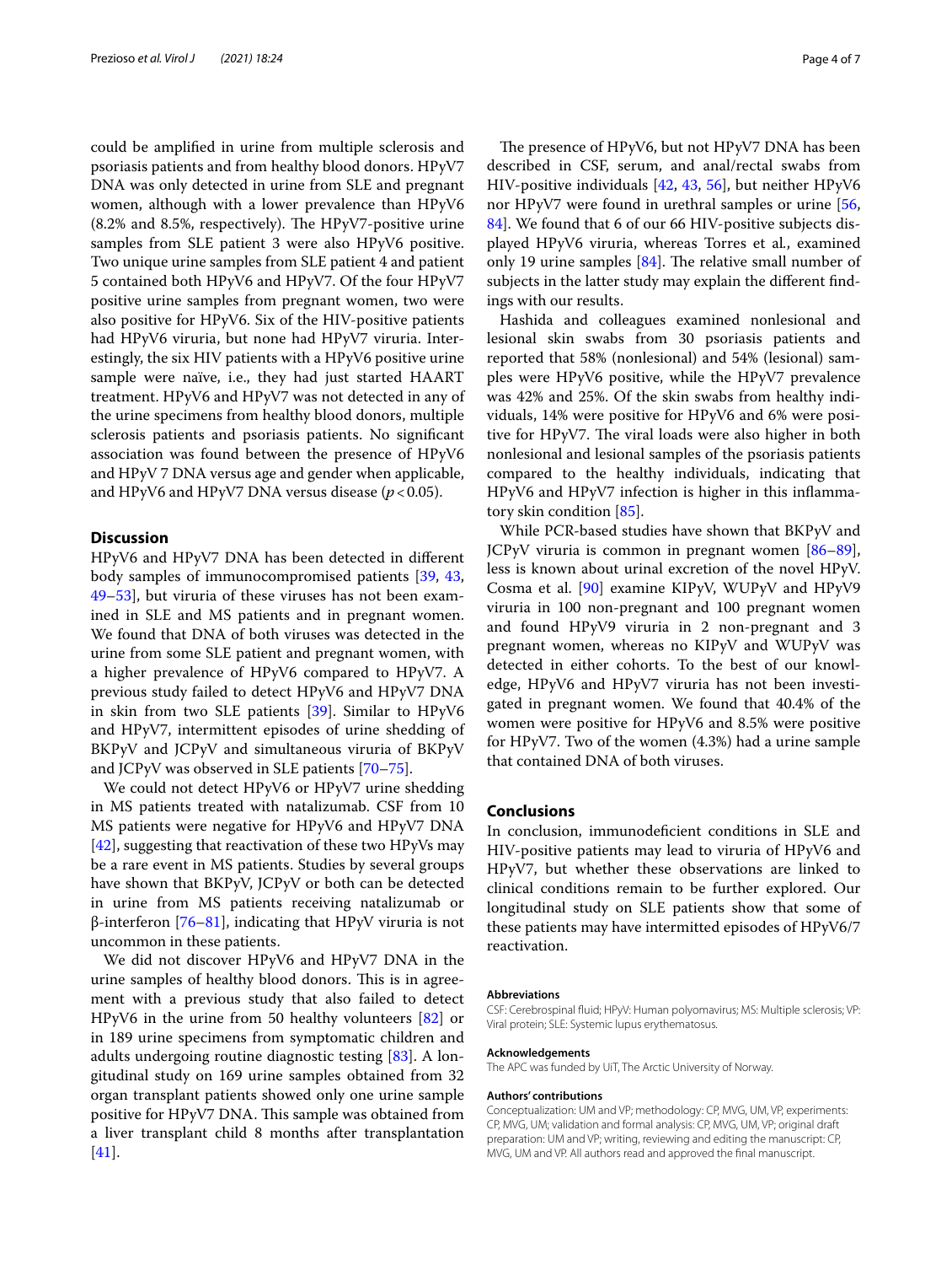could be amplified in urine from multiple sclerosis and psoriasis patients and from healthy blood donors. HPyV7 DNA was only detected in urine from SLE and pregnant women, although with a lower prevalence than HPyV6 (8.2% and 8.5%, respectively). The HPyV7-positive urine samples from SLE patient 3 were also HPyV6 positive. Two unique urine samples from SLE patient 4 and patient 5 contained both HPyV6 and HPyV7. Of the four HPyV7 positive urine samples from pregnant women, two were also positive for HPyV6. Six of the HIV-positive patients had HPyV6 viruria, but none had HPyV7 viruria. Interestingly, the six HIV patients with a HPyV6 positive urine sample were naïve, i.e., they had just started HAART treatment. HPyV6 and HPyV7 was not detected in any of the urine specimens from healthy blood donors, multiple sclerosis patients and psoriasis patients. No significant association was found between the presence of HPyV6 and HPyV 7 DNA versus age and gender when applicable, and HPyV6 and HPyV7 DNA versus disease ($p < 0.05$).

## Discussion

HPyV6 and HPyV7 DNA has been detected in different body samples of immunocompromised patients [39, 43, 49–53], but viruria of these viruses has not been examined in SLE and MS patients and in pregnant women. We found that DNA of both viruses was detected in the urine from some SLE patient and pregnant women, with a higher prevalence of HPyV6 compared to HPyV7. A previous study failed to detect HPyV6 and HPyV7 DNA in skin from two SLE patients [39]. Similar to HPyV6 and HPyV7, intermittent episodes of urine shedding of BKPyV and JCPyV and simultaneous viruria of BKPyV and JCPyV was observed in SLE patients [70–75].

We could not detect HPyV6 or HPyV7 urine shedding in MS patients treated with natalizumab. CSF from 10 MS patients were negative for HPyV6 and HPyV7 DNA [42], suggesting that reactivation of these two HPyVs may be a rare event in MS patients. Studies by several groups have shown that BKPyV, JCPyV or both can be detected in urine from MS patients receiving natalizumab or β-interferon [76–81], indicating that HPyV viruria is not uncommon in these patients.

We did not discover HPyV6 and HPyV7 DNA in the urine samples of healthy blood donors. This is in agreement with a previous study that also failed to detect HPyV6 in the urine from 50 healthy volunteers [82] or in 189 urine specimens from symptomatic children and adults undergoing routine diagnostic testing [83]. A longitudinal study on 169 urine samples obtained from 32 organ transplant patients showed only one urine sample positive for HPyV7 DNA. This sample was obtained from a liver transplant child 8 months after transplantation [41].

The presence of HPyV6, but not HPyV7 DNA has been described in CSF, serum, and anal/rectal swabs from HIV-positive individuals [42, 43, 56], but neither HPyV6 nor HPyV7 were found in urethral samples or urine [56, 84]. We found that 6 of our 66 HIV-positive subjects displayed HPyV6 viruria, whereas Torres et al., examined only 19 urine samples [84]. The relative small number of subjects in the latter study may explain the different findings with our results.

Hashida and colleagues examined nonlesional and lesional skin swabs from 30 psoriasis patients and reported that 58% (nonlesional) and 54% (lesional) samples were HPyV6 positive, while the HPyV7 prevalence was 42% and 25%. Of the skin swabs from healthy individuals, 14% were positive for HPyV6 and 6% were positive for HPyV7. The viral loads were also higher in both nonlesional and lesional samples of the psoriasis patients compared to the healthy individuals, indicating that HPyV6 and HPyV7 infection is higher in this inflammatory skin condition [85].

While PCR-based studies have shown that BKPyV and JCPyV viruria is common in pregnant women [86–89], less is known about urinal excretion of the novel HPyV. Cosma et al. [90] examine KIPyV, WUPyV and HPyV9 viruria in 100 non-pregnant and 100 pregnant women and found HPyV9 viruria in 2 non-pregnant and 3 pregnant women, whereas no KIPyV and WUPyV was detected in either cohorts. To the best of our knowledge, HPyV6 and HPyV7 viruria has not been investigated in pregnant women. We found that 40.4% of the women were positive for HPyV6 and 8.5% were positive for HPyV7. Two of the women (4.3%) had a urine sample that contained DNA of both viruses.

## Conclusions

In conclusion, immunodeficient conditions in SLE and HIV-positive patients may lead to viruria of HPyV6 and HPyV7, but whether these observations are linked to clinical conditions remain to be further explored. Our longitudinal study on SLE patients show that some of these patients may have intermitted episodes of HPyV6/7 reactivation.

#### Abbreviations

CSF: Cerebrospinal fluid; HPyV: Human polyomavirus; MS: Multiple sclerosis; VP: Viral protein; SLE: Systemic lupus erythematosus.

#### Acknowledgements

The APC was funded by UiT, The Arctic University of Norway.

#### Authors' contributions

Conceptualization: UM and VP; methodology: CP, MVG, UM, VP, experiments: CP, MVG, UM; validation and formal analysis: CP, MVG, UM, VP; original draft preparation: UM and VP; writing, reviewing and editing the manuscript: CP, MVG, UM and VP. All authors read and approved the final manuscript.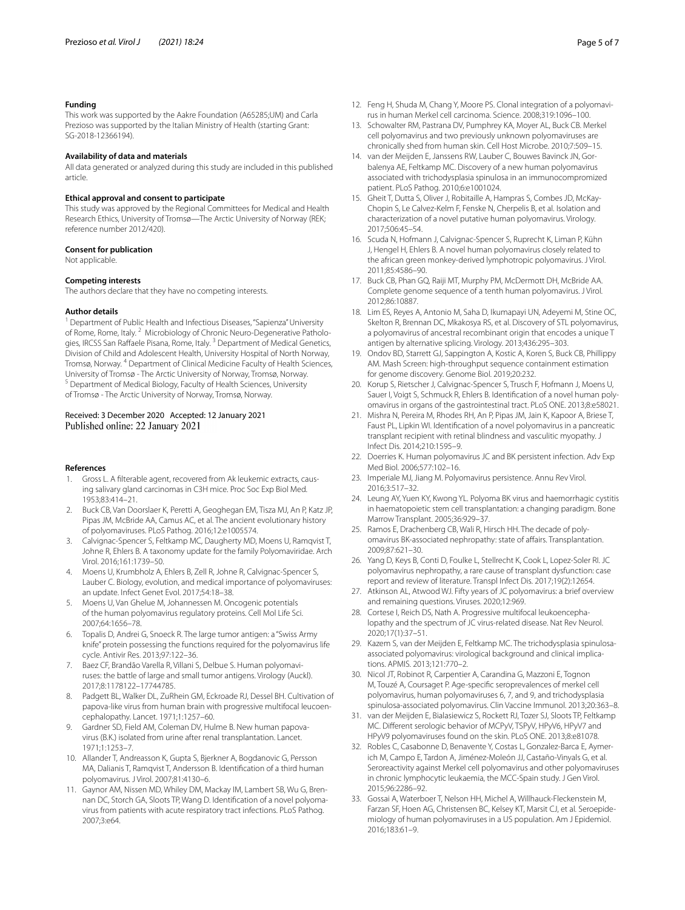### Funding

This work was supported by the Aakre Foundation (A65285;UM) and Carla Prezioso was supported by the Italian Ministry of Health (starting Grant: SG-2018-12366194).

### Availability of data and materials

All data generated or analyzed during this study are included in this published article.

### Ethical approval and consent to participate

This study was approved by the Regional Committees for Medical and Health Research Ethics, University of Tromsø—The Arctic University of Norway (REK; reference number 2012/420).

### Consent for publication

Not applicable.

### Competing interests

The authors declare that they have no competing interests.

### Author details

[1] Department of Public Health and Infectious Diseases, "Sapienza" University of Rome, Rome, Italy. [2] Microbiology of Chronic Neuro-Degenerative Pathologies, IRCSS San Raffaele Pisana, Rome, Italy. [3] Department of Medical Genetics, Division of Child and Adolescent Health, University Hospital of North Norway, Tromsø, Norway. [4] Department of Clinical Medicine Faculty of Health Sciences, University of Tromsø - The Arctic University of Norway, Tromsø, Norway. [5] Department of Medical Biology, Faculty of Health Sciences, University of Tromsø - The Arctic University of Norway, Tromsø, Norway.

Received: 3 December 2020 Accepted: 12 January 2021
Published online: 22 January 2021

### References

1. Gross L. A filterable agent, recovered from Ak leukemic extracts, causing salivary gland carcinomas in C3H mice. Proc Soc Exp Biol Med. 1953;83:414–21.
2. Buck CB, Van Doorslaer K, Peretti A, Geoghegan EM, Tisza MJ, An P, Katz JP, Pipas JM, McBride AA, Camus AC, et al. The ancient evolutionary history of polyomaviruses. PLoS Pathog. 2016;12:e1005574.
3. Calvignac-Spencer S, Feltkamp MC, Daugherty MD, Moens U, Ramqvist T, Johne R, Ehlers B. A taxonomy update for the family Polyomaviridae. Arch Virol. 2016;161:1739–50.
4. Moens U, Krumbholz A, Ehlers B, Zell R, Johne R, Calvignac-Spencer S, Lauber C. Biology, evolution, and medical importance of polyomaviruses: an update. Infect Genet Evol. 2017;54:18–38.
5. Moens U, Van Ghelue M, Johannessen M. Oncogenic potentials of the human polyomavirus regulatory proteins. Cell Mol Life Sci. 2007;64:1656–78.
6. Topalis D, Andrei G, Snoeck R. The large tumor antigen: a "Swiss Army knife" protein possessing the functions required for the polyomavirus life cycle. Antivir Res. 2013;97:122–36.
7. Baez CF, Brandão Varella R, Villani S, Delbue S. Human polyomaviruses: the battle of large and small tumor antigens. Virology (Auckl). 2017;8:1178122–17744785.
8. Padgett BL, Walker DL, ZuRhein GM, Eckroade RJ, Dessel BH. Cultivation of papova-like virus from human brain with progressive multifocal leucoencephalopathy. Lancet. 1971;1:1257–60.
9. Gardner SD, Field AM, Coleman DV, Hulme B. New human papovavirus (B.K.) isolated from urine after renal transplantation. Lancet. 1971;1:1253–7.
10. Allander T, Andreasson K, Gupta S, Bjerkner A, Bogdanovic G, Persson MA, Dalianis T, Ramqvist T, Andersson B. Identification of a third human polyomavirus. J Virol. 2007;81:4130–6.
11. Gaynor AM, Nissen MD, Whiley DM, Mackay IM, Lambert SB, Wu G, Brennan DC, Storch GA, Sloots TP, Wang D. Identification of a novel polyomavirus from patients with acute respiratory tract infections. PLoS Pathog. 2007;3:e64.
12. Feng H, Shuda M, Chang Y, Moore PS. Clonal integration of a polyomavirus in human Merkel cell carcinoma. Science. 2008;319:1096–100.
13. Schowalter RM, Pastrana DV, Pumphrey KA, Moyer AL, Buck CB. Merkel cell polyomavirus and two previously unknown polyomaviruses are chronically shed from human skin. Cell Host Microbe. 2010;7:509–15.
14. van der Meijden E, Janssens RW, Lauber C, Bouwes Bavinck JN, Gorbalenya AE, Feltkamp MC. Discovery of a new human polyomavirus associated with trichodysplasia spinulosa in an immunocompromized patient. PLoS Pathog. 2010;6:e1001024.
15. Gheit T, Dutta S, Oliver J, Robitaille A, Hampras S, Combes JD, McKay-Chopin S, Le Calvez-Kelm F, Fenske N, Cherpelis B, et al. Isolation and characterization of a novel putative human polyomavirus. Virology. 2017;506:45–54.
16. Scuda N, Hofmann J, Calvignac-Spencer S, Ruprecht K, Liman P, Kühn J, Hengel H, Ehlers B. A novel human polyomavirus closely related to the african green monkey-derived lymphotropic polyomavirus. J Virol. 2011;85:4586–90.
17. Buck CB, Phan GQ, Raiji MT, Murphy PM, McDermott DH, McBride AA. Complete genome sequence of a tenth human polyomavirus. J Virol. 2012;86:10887.
18. Lim ES, Reyes A, Antonio M, Saha D, Ikumapayi UN, Adeyemi M, Stine OC, Skelton R, Brennan DC, Mkakosya RS, et al. Discovery of STL polyomavirus, a polyomavirus of ancestral recombinant origin that encodes a unique T antigen by alternative splicing. Virology. 2013;436:295–303.
19. Ondov BD, Starrett GJ, Sappington A, Kostic A, Koren S, Buck CB, Phillippy AM. Mash Screen: high-throughput sequence containment estimation for genome discovery. Genome Biol. 2019;20:232.
20. Korup S, Rietscher J, Calvignac-Spencer S, Trusch F, Hofmann J, Moens U, Sauer I, Voigt S, Schmuck R, Ehlers B. Identification of a novel human polyomavirus in organs of the gastrointestinal tract. PLoS ONE. 2013;8:e58021.
21. Mishra N, Pereira M, Rhodes RH, An P, Pipas JM, Jain K, Kapoor A, Briese T, Faust PL, Lipkin WI. Identification of a novel polyomavirus in a pancreatic transplant recipient with retinal blindness and vasculitic myopathy. J Infect Dis. 2014;210:1595–9.
22. Doerries K. Human polyomavirus JC and BK persistent infection. Adv Exp Med Biol. 2006;577:102–16.
23. Imperiale MJ, Jiang M. Polyomavirus persistence. Annu Rev Virol. 2016;3:517–32.
24. Leung AY, Yuen KY, Kwong YL. Polyoma BK virus and haemorrhagic cystitis in haematopoietic stem cell transplantation: a changing paradigm. Bone Marrow Transplant. 2005;36:929–37.
25. Ramos E, Drachenberg CB, Wali R, Hirsch HH. The decade of polyomavirus BK-associated nephropathy: state of affairs. Transplantation. 2009;87:621–30.
26. Yang D, Keys B, Conti D, Foulke L, Stellrecht K, Cook L, Lopez-Soler RI. JC polyomavirus nephropathy, a rare cause of transplant dysfunction: case report and review of literature. Transpl Infect Dis. 2017;19(2):12654.
27. Atkinson AL, Atwood WJ. Fifty years of JC polyomavirus: a brief overview and remaining questions. Viruses. 2020;12:969.
28. Cortese I, Reich DS, Nath A. Progressive multifocal leukoencephalopathy and the spectrum of JC virus-related disease. Nat Rev Neurol. 2020;17(1):37–51.
29. Kazem S, van der Meijden E, Feltkamp MC. The trichodysplasia spinulosa-associated polyomavirus: virological background and clinical implications. APMIS. 2013;121:770–2.
30. Nicol JT, Robinot R, Carpentier A, Carandina G, Mazzoni E, Tognon M, Touzé A, Coursaget P. Age-specific seroprevalences of merkel cell polyomavirus, human polyomaviruses 6, 7, and 9, and trichodysplasia spinulosa-associated polyomavirus. Clin Vaccine Immunol. 2013;20:363–8.
31. van der Meijden E, Bialasiewicz S, Rockett RJ, Tozer SJ, Sloots TP, Feltkamp MC. Different serologic behavior of MCPyV, TSPyV, HPyV6, HPyV7 and HPyV9 polyomaviruses found on the skin. PLoS ONE. 2013;8:e81078.
32. Robles C, Casabonne D, Benavente Y, Costas L, Gonzalez-Barca E, Aymerich M, Campo E, Tardon A, Jiménez-Moleón JJ, Castaño-Vinyals G, et al. Seroreactivity against Merkel cell polyomavirus and other polyomaviruses in chronic lymphocytic leukaemia, the MCC-Spain study. J Gen Virol. 2015;96:2286–92.
33. Gossai A, Waterboer T, Nelson HH, Michel A, Willhauck-Fleckenstein M, Farzan SF, Hoen AG, Christensen BC, Kelsey KT, Marsit CJ, et al. Seroepidemiology of human polyomaviruses in a US population. Am J Epidemiol. 2016;183:61–9.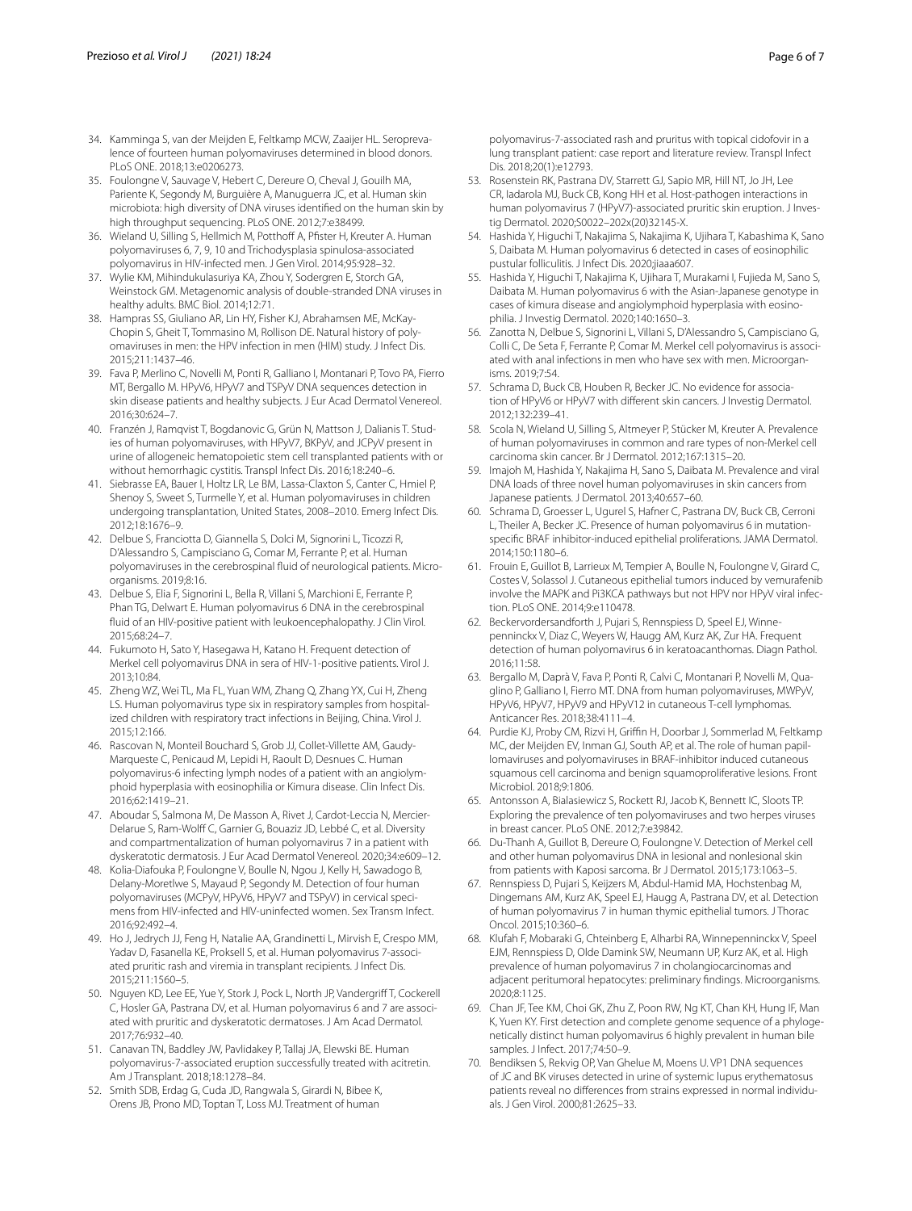34. Kamminga S, van der Meijden E, Feltkamp MCW, Zaaijer HL. Seroprevalence of fourteen human polyomaviruses determined in blood donors. PLoS ONE. 2018;13:e0206273.
35. Foulongne V, Sauvage V, Hebert C, Dereure O, Cheval J, Gouilh MA, Pariente K, Segondy M, Burguière A, Manuguerra JC, et al. Human skin microbiota: high diversity of DNA viruses identified on the human skin by high throughput sequencing. PLoS ONE. 2012;7:e38499.
36. Wieland U, Silling S, Hellmich M, Potthoff A, Pfister H, Kreuter A. Human polyomaviruses 6, 7, 9, 10 and Trichodysplasia spinulosa-associated polyomavirus in HIV-infected men. J Gen Virol. 2014;95:928–32.
37. Wylie KM, Mihindukulasuriya KA, Zhou Y, Sodergren E, Storch GA, Weinstock GM. Metagenomic analysis of double-stranded DNA viruses in healthy adults. BMC Biol. 2014;12:71.
38. Hampras SS, Giuliano AR, Lin HY, Fisher KJ, Abrahamsen ME, McKay-Chopin S, Gheit T, Tommasino M, Rollison DE. Natural history of polyomaviruses in men: the HPV infection in men (HIM) study. J Infect Dis. 2015;211:1437–46.
39. Fava P, Merlino C, Novelli M, Ponti R, Galliano I, Montanari P, Tovo PA, Fierro MT, Bergallo M. HPyV6, HPyV7 and TSPyV DNA sequences detection in skin disease patients and healthy subjects. J Eur Acad Dermatol Venereol. 2016;30:624–7.
40. Franzén J, Ramqvist T, Bogdanovic G, Grün N, Mattson J, Dalianis T. Studies of human polyomaviruses, with HPyV7, BKPyV, and JCPyV present in urine of allogeneic hematopoietic stem cell transplanted patients with or without hemorrhagic cystitis. Transpl Infect Dis. 2016;18:240–6.
41. Siebrasse EA, Bauer I, Holtz LR, Le BM, Lassa-Claxton S, Canter C, Hmiel P, Shenoy S, Sweet S, Turmelle Y, et al. Human polyomaviruses in children undergoing transplantation, United States, 2008–2010. Emerg Infect Dis. 2012;18:1676–9.
42. Delbue S, Franciotta D, Giannella S, Dolci M, Signorini L, Ticozzi R, D'Alessandro S, Campisciano G, Comar M, Ferrante P, et al. Human polyomaviruses in the cerebrospinal fluid of neurological patients. Microorganisms. 2019;8:16.
43. Delbue S, Elia F, Signorini L, Bella R, Villani S, Marchioni E, Ferrante P, Phan TG, Delwart E. Human polyomavirus 6 DNA in the cerebrospinal fluid of an HIV-positive patient with leukoencephalopathy. J Clin Virol. 2015;68:24–7.
44. Fukumoto H, Sato Y, Hasegawa H, Katano H. Frequent detection of Merkel cell polyomavirus DNA in sera of HIV-1-positive patients. Virol J. 2013;10:84.
45. Zheng WZ, Wei TL, Ma FL, Yuan WM, Zhang Q, Zhang YX, Cui H, Zheng LS. Human polyomavirus type six in respiratory samples from hospitalized children with respiratory tract infections in Beijing, China. Virol J. 2015;12:166.
46. Rascovan N, Monteil Bouchard S, Grob JJ, Collet-Villette AM, Gaudy-Marqueste C, Penicaud M, Lepidi H, Raoult D, Desnues C. Human polyomavirus-6 infecting lymph nodes of a patient with an angiolymphoid hyperplasia with eosinophilia or Kimura disease. Clin Infect Dis. 2016;62:1419–21.
47. Aboudar S, Salmona M, De Masson A, Rivet J, Cardot-Leccia N, Mercier-Delarue S, Ram-Wolff C, Garnier G, Bouaziz JD, Lebbé C, et al. Diversity and compartmentalization of human polyomavirus 7 in a patient with dyskeratotic dermatosis. J Eur Acad Dermatol Venereol. 2020;34:e609–12.
48. Kolia-Diafouka P, Foulongne V, Boulle N, Ngou J, Kelly H, Sawadogo B, Delany-Moretlwe S, Mayaud P, Segondy M. Detection of four human polyomaviruses (MCPyV, HPyV6, HPyV7 and TSPyV) in cervical specimens from HIV-infected and HIV-uninfected women. Sex Transm Infect. 2016;92:492–4.
49. Ho J, Jedrych JJ, Feng H, Natalie AA, Grandinetti L, Mirvish E, Crespo MM, Yadav D, Fasanella KE, Proksell S, et al. Human polyomavirus 7-associated pruritic rash and viremia in transplant recipients. J Infect Dis. 2015;211:1560–5.
50. Nguyen KD, Lee EE, Yue Y, Stork J, Pock L, North JP, Vandergriff T, Cockerell C, Hosler GA, Pastrana DV, et al. Human polyomavirus 6 and 7 are associated with pruritic and dyskeratotic dermatoses. J Am Acad Dermatol. 2017;76:932–40.
51. Canavan TN, Baddley JW, Pavlidakey P, Tallaj JA, Elewski BE. Human polyomavirus-7-associated eruption successfully treated with acitretin. Am J Transplant. 2018;18:1278–84.
52. Smith SDB, Erdag G, Cuda JD, Rangwala S, Girardi N, Bibee K, Orens JB, Prono MD, Toptan T, Loss MJ. Treatment of human polyomavirus-7-associated rash and pruritus with topical cidofovir in a lung transplant patient: case report and literature review. Transpl Infect Dis. 2018;20(1):e12793.
53. Rosenstein RK, Pastrana DV, Starrett GJ, Sapio MR, Hill NT, Jo JH, Lee CR, Iadarola MJ, Buck CB, Kong HH et al. Host-pathogen interactions in human polyomavirus 7 (HPyV7)-associated pruritic skin eruption. J Investig Dermatol. 2020;S0022–202x(20)32145-X.
54. Hashida Y, Higuchi T, Nakajima S, Nakajima K, Ujihara T, Kabashima K, Sano S, Daibata M. Human polyomavirus 6 detected in cases of eosinophilic pustular folliculitis. J Infect Dis. 2020;jiaa607.
55. Hashida Y, Higuchi T, Nakajima K, Ujihara T, Murakami I, Fujieda M, Sano S, Daibata M. Human polyomavirus 6 with the Asian-Japanese genotype in cases of kimura disease and angiolymphoid hyperplasia with eosinophilia. J Investig Dermatol. 2020;140:1650–3.
56. Zanotta N, Delbue S, Signorini L, Villani S, D'Alessandro S, Campisciano G, Colli C, De Seta F, Ferrante P, Comar M. Merkel cell polyomavirus is associated with anal infections in men who have sex with men. Microorganisms. 2019;7:54.
57. Schrama D, Buck CB, Houben R, Becker JC. No evidence for association of HPyV6 or HPyV7 with different skin cancers. J Investig Dermatol. 2012;132:239–41.
58. Scola N, Wieland U, Silling S, Altmeyer P, Stücker M, Kreuter A. Prevalence of human polyomaviruses in common and rare types of non-Merkel cell carcinoma skin cancer. Br J Dermatol. 2012;167:1315–20.
59. Imajoh M, Hashida Y, Nakajima H, Sano S, Daibata M. Prevalence and viral DNA loads of three novel human polyomaviruses in skin cancers from Japanese patients. J Dermatol. 2013;40:657–60.
60. Schrama D, Groesser L, Ugurel S, Hafner C, Pastrana DV, Buck CB, Cerroni L, Theiler A, Becker JC. Presence of human polyomavirus 6 in mutation-specific BRAF inhibitor-induced epithelial proliferations. JAMA Dermatol. 2014;150:1180–6.
61. Frouin E, Guillot B, Larrieux M, Tempier A, Boulle N, Foulongne V, Girard C, Costes V, Solassol J. Cutaneous epithelial tumors induced by vemurafenib involve the MAPK and Pi3KCA pathways but not HPV nor HPyV viral infection. PLoS ONE. 2014;9:e110478.
62. Beckervordersandforth J, Pujari S, Rennspiess D, Speel EJ, Winnepenninckx V, Diaz C, Weyers W, Haugg AM, Kurz AK, Zur HA. Frequent detection of human polyomavirus 6 in keratoacanthomas. Diagn Pathol. 2016;11:58.
63. Bergallo M, Daprà V, Fava P, Ponti R, Calvi C, Montanari P, Novelli M, Quaglino P, Galliano I, Fierro MT. DNA from human polyomaviruses, MWPyV, HPyV6, HPyV7, HPyV9 and HPyV12 in cutaneous T-cell lymphomas. Anticancer Res. 2018;38:4111–4.
64. Purdie KJ, Proby CM, Rizvi H, Griffin H, Doorbar J, Sommerlad M, Feltkamp MC, der Meijden EV, Inman GJ, South AP, et al. The role of human papillomaviruses and polyomaviruses in BRAF-inhibitor induced cutaneous squamous cell carcinoma and benign squamoproliferative lesions. Front Microbiol. 2018;9:1806.
65. Antonsson A, Bialasiewicz S, Rockett RJ, Jacob K, Bennett IC, Sloots TP. Exploring the prevalence of ten polyomaviruses and two herpes viruses in breast cancer. PLoS ONE. 2012;7:e39842.
66. Du-Thanh A, Guillot B, Dereure O, Foulongne V. Detection of Merkel cell and other human polyomavirus DNA in lesional and nonlesional skin from patients with Kaposi sarcoma. Br J Dermatol. 2015;173:1063–5.
67. Rennspiess D, Pujari S, Keijzers M, Abdul-Hamid MA, Hochstenbag M, Dingemans AM, Kurz AK, Speel EJ, Haugg A, Pastrana DV, et al. Detection of human polyomavirus 7 in human thymic epithelial tumors. J Thorac Oncol. 2015;10:360–6.
68. Klufah F, Mobaraki G, Chteinberg E, Alharbi RA, Winnepenninckx V, Speel EJM, Rennspiess D, Olde Damink SW, Neumann UP, Kurz AK, et al. High prevalence of human polyomavirus 7 in cholangiocarcinomas and adjacent peritumoral hepatocytes: preliminary findings. Microorganisms. 2020;8:1125.
69. Chan JF, Tee KM, Choi GK, Zhu Z, Poon RW, Ng KT, Chan KH, Hung IF, Man K, Yuen KY. First detection and complete genome sequence of a phylogenetically distinct human polyomavirus 6 highly prevalent in human bile samples. J Infect. 2017;74:50–9.
70. Bendiksen S, Rekvig OP, Van Ghelue M, Moens U. VP1 DNA sequences of JC and BK viruses detected in urine of systemic lupus erythematosus patients reveal no differences from strains expressed in normal individuals. J Gen Virol. 2000;81:2625–33.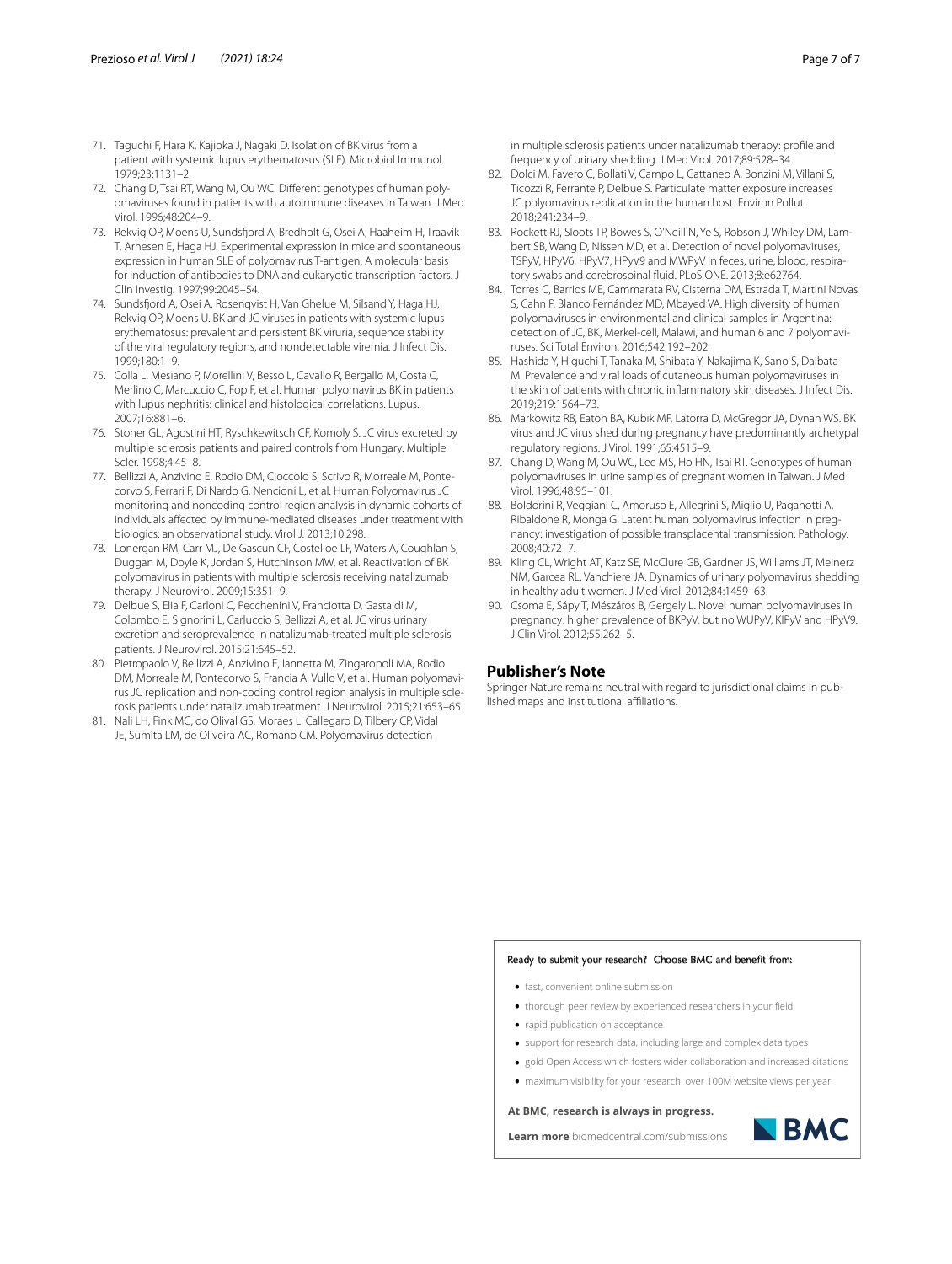71. Taguchi F, Hara K, Kajioka J, Nagaki D. Isolation of BK virus from a patient with systemic lupus erythematosus (SLE). Microbiol Immunol. 1979;23:1131–2.
72. Chang D, Tsai RT, Wang M, Ou WC. Different genotypes of human polyomaviruses found in patients with autoimmune diseases in Taiwan. J Med Virol. 1996;48:204–9.
73. Rekvig OP, Moens U, Sundsfjord A, Bredholt G, Osei A, Haaheim H, Traavik T, Arnesen E, Haga HJ. Experimental expression in mice and spontaneous expression in human SLE of polyomavirus T-antigen. A molecular basis for induction of antibodies to DNA and eukaryotic transcription factors. J Clin Investig. 1997;99:2045–54.
74. Sundsfjord A, Osei A, Rosenqvist H, Van Ghelue M, Silsand Y, Haga HJ, Rekvig OP, Moens U. BK and JC viruses in patients with systemic lupus erythematosus: prevalent and persistent BK viruria, sequence stability of the viral regulatory regions, and nondetectable viremia. J Infect Dis. 1999;180:1–9.
75. Colla L, Mesiano P, Morellini V, Besso L, Cavallo R, Bergallo M, Costa C, Merlino C, Marcuccio C, Fop F, et al. Human polyomavirus BK in patients with lupus nephritis: clinical and histological correlations. Lupus. 2007;16:881–6.
76. Stoner GL, Agostini HT, Ryschkewitsch CF, Komoly S. JC virus excreted by multiple sclerosis patients and paired controls from Hungary. Multiple Scler. 1998;4:45–8.
77. Bellizzi A, Anzivino E, Rodio DM, Cioccolo S, Scrivo R, Morreale M, Pontecorvo S, Ferrari F, Di Nardo G, Nencioni L, et al. Human Polyomavirus JC monitoring and noncoding control region analysis in dynamic cohorts of individuals affected by immune-mediated diseases under treatment with biologics: an observational study. Virol J. 2013;10:298.
78. Lonergan RM, Carr MJ, De Gascun CF, Costelloe LF, Waters A, Coughlan S, Duggan M, Doyle K, Jordan S, Hutchinson MW, et al. Reactivation of BK polyomavirus in patients with multiple sclerosis receiving natalizumab therapy. J Neurovirol. 2009;15:351–9.
79. Delbue S, Elia F, Carloni C, Pecchenini V, Franciotta D, Gastaldi M, Colombo E, Signorini L, Carluccio S, Bellizzi A, et al. JC virus urinary excretion and seroprevalence in natalizumab-treated multiple sclerosis patients. J Neurovirol. 2015;21:645–52.
80. Pietropaolo V, Bellizzi A, Anzivino E, Iannetta M, Zingaropoli MA, Rodio DM, Morreale M, Pontecorvo S, Francia A, Vullo V, et al. Human polyomavirus JC replication and non-coding control region analysis in multiple sclerosis patients under natalizumab treatment. J Neurovirol. 2015;21:653–65.
81. Nali LH, Fink MC, do Olival GS, Moraes L, Callegaro D, Tilbery CP, Vidal JE, Sumita LM, de Oliveira AC, Romano CM. Polyomavirus detection in multiple sclerosis patients under natalizumab therapy: profile and frequency of urinary shedding. J Med Virol. 2017;89:528–34.
82. Dolci M, Favero C, Bollati V, Campo L, Cattaneo A, Bonzini M, Villani S, Ticozzi R, Ferrante P, Delbue S. Particulate matter exposure increases JC polyomavirus replication in the human host. Environ Pollut. 2018;241:234–9.
83. Rockett RJ, Sloots TP, Bowes S, O'Neill N, Ye S, Robson J, Whiley DM, Lambert SB, Wang D, Nissen MD, et al. Detection of novel polyomaviruses, TSPyV, HPyV6, HPyV7, HPyV9 and MWPyV in feces, urine, blood, respiratory swabs and cerebrospinal fluid. PLoS ONE. 2013;8:e62764.
84. Torres C, Barrios ME, Cammarata RV, Cisterna DM, Estrada T, Martini Novas S, Cahn P, Blanco Fernández MD, Mbayed VA. High diversity of human polyomaviruses in environmental and clinical samples in Argentina: detection of JC, BK, Merkel-cell, Malawi, and human 6 and 7 polyomaviruses. Sci Total Environ. 2016;542:192–202.
85. Hashida Y, Higuchi T, Tanaka M, Shibata Y, Nakajima K, Sano S, Daibata M. Prevalence and viral loads of cutaneous human polyomaviruses in the skin of patients with chronic inflammatory skin diseases. J Infect Dis. 2019;219:1564–73.
86. Markowitz RB, Eaton BA, Kubik MF, Latorra D, McGregor JA, Dynan WS. BK virus and JC virus shed during pregnancy have predominantly archetypal regulatory regions. J Virol. 1991;65:4515–9.
87. Chang D, Wang M, Ou WC, Lee MS, Ho HN, Tsai RT. Genotypes of human polyomaviruses in urine samples of pregnant women in Taiwan. J Med Virol. 1996;48:95–101.
88. Boldorini R, Veggiani C, Amoruso E, Allegrini S, Miglio U, Paganotti A, Ribaldone R, Monga G. Latent human polyomavirus infection in pregnancy: investigation of possible transplacental transmission. Pathology. 2008;40:72–7.
89. Kling CL, Wright AT, Katz SE, McClure GB, Gardner JS, Williams JT, Meinerz NM, Garcea RL, Vanchiere JA. Dynamics of urinary polyomavirus shedding in healthy adult women. J Med Virol. 2012;84:1459–63.
90. Csoma E, Sápy T, Mészáros B, Gergely L. Novel human polyomaviruses in pregnancy: higher prevalence of BKPyV, but no WUPyV, KIPyV and HPyV9. J Clin Virol. 2012;55:262–5.

## Publisher's Note

Springer Nature remains neutral with regard to jurisdictional claims in published maps and institutional affiliations.

Ready to submit your research? Choose BMC and benefit from:

- fast, convenient online submission
- thorough peer review by experienced researchers in your field
- rapid publication on acceptance
- support for research data, including large and complex data types
- gold Open Access which fosters wider collaboration and increased citations
- maximum visibility for your research: over 100M website views per year

**At BMC, research is always in progress.**

**Learn more** biomedcentral.com/submissions

BMC